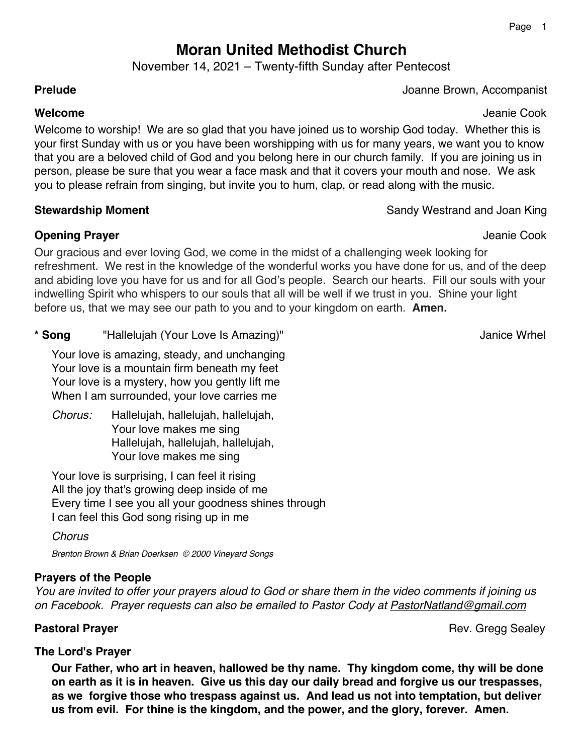# Moran United Methodist Church

November 14, 2021 – Twenty-fifth Sunday after Pentecost

**Prelude** Joanne Brown, Accompanist

**Welcome** Jeanie Cook

Welcome to worship! We are so glad that you have joined us to worship God today. Whether this is your first Sunday with us or you have been worshipping with us for many years, we want you to know that you are a beloved child of God and you belong here in our church family. If you are joining us in person, please be sure that you wear a face mask and that it covers your mouth and nose. We ask you to please refrain from singing, but invite you to hum, clap, or read along with the music.

**Stewardship Moment** Sandy Westrand and Joan King

**Opening Prayer** Jeanie Cook

Our gracious and ever loving God, we come in the midst of a challenging week looking for refreshment. We rest in the knowledge of the wonderful works you have done for us, and of the deep and abiding love you have for us and for all God's people. Search our hearts. Fill our souls with your indwelling Spirit who whispers to our souls that all will be well if we trust in you. Shine your light before us, that we may see our path to you and to your kingdom on earth. **Amen.**

**\* Song** "Hallelujah (Your Love Is Amazing)" Janice Wrhel

Your love is amazing, steady, and unchanging  
Your love is a mountain firm beneath my feet  
Your love is a mystery, how you gently lift me  
When I am surrounded, your love carries me

*Chorus:* Hallelujah, hallelujah, hallelujah,  
Your love makes me sing  
Hallelujah, hallelujah, hallelujah,  
Your love makes me sing

Your love is surprising, I can feel it rising  
All the joy that's growing deep inside of me  
Every time I see you all your goodness shines through  
I can feel this God song rising up in me

*Chorus*

*Brenton Brown & Brian Doerksen © 2000 Vineyard Songs*

**Prayers of the People**

*You are invited to offer your prayers aloud to God or share them in the video comments if joining us on Facebook. Prayer requests can also be emailed to Pastor Cody at PastorNatland@gmail.com*

**Pastoral Prayer** Rev. Gregg Sealey

**The Lord's Prayer**

**Our Father, who art in heaven, hallowed be thy name. Thy kingdom come, thy will be done on earth as it is in heaven. Give us this day our daily bread and forgive us our trespasses, as we forgive those who trespass against us. And lead us not into temptation, but deliver us from evil. For thine is the kingdom, and the power, and the glory, forever. Amen.**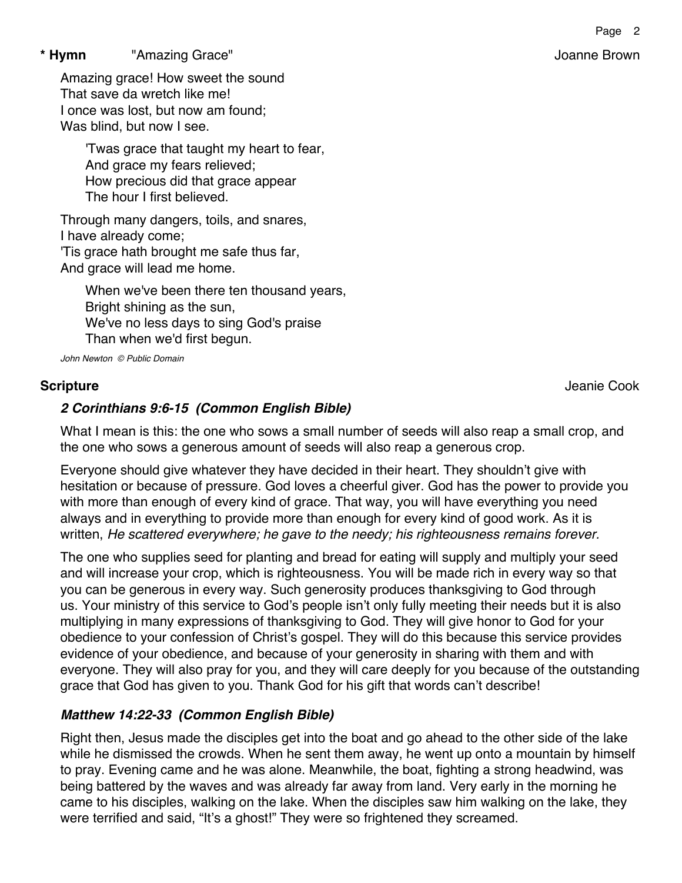**\* Hymn** "Amazing Grace" Joanne Brown

Amazing grace! How sweet the sound
That save da wretch like me!
I once was lost, but now am found;
Was blind, but now I see.

> 'Twas grace that taught my heart to fear,
> And grace my fears relieved;
> How precious did that grace appear
> The hour I first believed.

Through many dangers, toils, and snares,
I have already come;
'Tis grace hath brought me safe thus far,
And grace will lead me home.

> When we've been there ten thousand years,
> Bright shining as the sun,
> We've no less days to sing God's praise
> Than when we'd first begun.

*John Newton © Public Domain*

**Scripture** Jeanie Cook

***2 Corinthians 9:6-15 (Common English Bible)***

What I mean is this: the one who sows a small number of seeds will also reap a small crop, and the one who sows a generous amount of seeds will also reap a generous crop.

Everyone should give whatever they have decided in their heart. They shouldn't give with hesitation or because of pressure. God loves a cheerful giver. God has the power to provide you with more than enough of every kind of grace. That way, you will have everything you need always and in everything to provide more than enough for every kind of good work. As it is written, *He scattered everywhere; he gave to the needy; his righteousness remains forever.*

The one who supplies seed for planting and bread for eating will supply and multiply your seed and will increase your crop, which is righteousness. You will be made rich in every way so that you can be generous in every way. Such generosity produces thanksgiving to God through us. Your ministry of this service to God's people isn't only fully meeting their needs but it is also multiplying in many expressions of thanksgiving to God. They will give honor to God for your obedience to your confession of Christ's gospel. They will do this because this service provides evidence of your obedience, and because of your generosity in sharing with them and with everyone. They will also pray for you, and they will care deeply for you because of the outstanding grace that God has given to you. Thank God for his gift that words can't describe!

***Matthew 14:22-33 (Common English Bible)***

Right then, Jesus made the disciples get into the boat and go ahead to the other side of the lake while he dismissed the crowds. When he sent them away, he went up onto a mountain by himself to pray. Evening came and he was alone. Meanwhile, the boat, fighting a strong headwind, was being battered by the waves and was already far away from land. Very early in the morning he came to his disciples, walking on the lake. When the disciples saw him walking on the lake, they were terrified and said, "It's a ghost!" They were so frightened they screamed.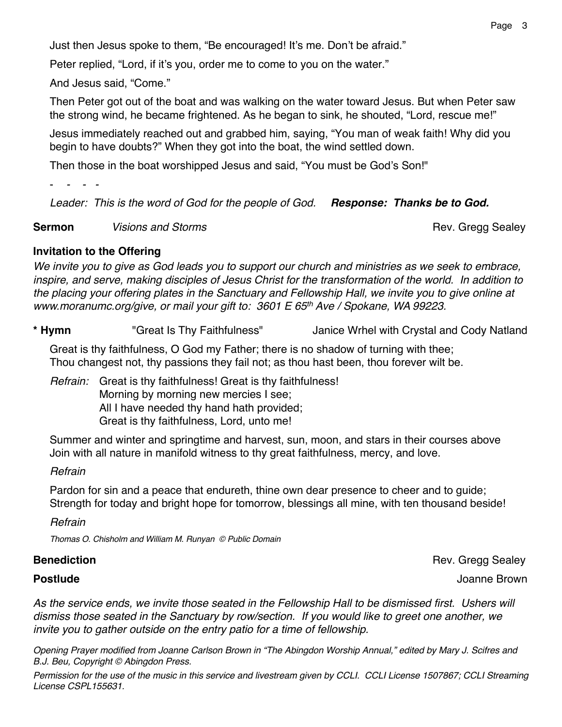Just then Jesus spoke to them, “Be encouraged! It’s me. Don’t be afraid.”

Peter replied, “Lord, if it’s you, order me to come to you on the water.”

And Jesus said, “Come.”

Then Peter got out of the boat and was walking on the water toward Jesus. But when Peter saw the strong wind, he became frightened. As he began to sink, he shouted, “Lord, rescue me!”

Jesus immediately reached out and grabbed him, saying, “You man of weak faith! Why did you begin to have doubts?” When they got into the boat, the wind settled down.

Then those in the boat worshipped Jesus and said, “You must be God’s Son!"

\- - - -

*Leader: This is the word of God for the people of God.* ***Response: Thanks be to God.***

**Sermon** *Visions and Storms* Rev. Gregg Sealey

**Invitation to the Offering**

*We invite you to give as God leads you to support our church and ministries as we seek to embrace, inspire, and serve, making disciples of Jesus Christ for the transformation of the world. In addition to the placing your offering plates in the Sanctuary and Fellowship Hall, we invite you to give online at www.moranumc.org/give, or mail your gift to: 3601 E 65th Ave / Spokane, WA 99223.*

**\* Hymn** "Great Is Thy Faithfulness" Janice Wrhel with Crystal and Cody Natland

Great is thy faithfulness, O God my Father; there is no shadow of turning with thee;
Thou changest not, thy passions they fail not; as thou hast been, thou forever wilt be.

*Refrain:* Great is thy faithfulness! Great is thy faithfulness!
Morning by morning new mercies I see;
All I have needed thy hand hath provided;
Great is thy faithfulness, Lord, unto me!

Summer and winter and springtime and harvest, sun, moon, and stars in their courses above
Join with all nature in manifold witness to thy great faithfulness, mercy, and love.

*Refrain*

Pardon for sin and a peace that endureth, thine own dear presence to cheer and to guide;
Strength for today and bright hope for tomorrow, blessings all mine, with ten thousand beside!

*Refrain*

*Thomas O. Chisholm and William M. Runyan © Public Domain*

**Benediction** Rev. Gregg Sealey

**Postlude** Joanne Brown

*As the service ends, we invite those seated in the Fellowship Hall to be dismissed first. Ushers will dismiss those seated in the Sanctuary by row/section. If you would like to greet one another, we invite you to gather outside on the entry patio for a time of fellowship.*

*Opening Prayer modified from Joanne Carlson Brown in “The Abingdon Worship Annual,” edited by Mary J. Scifres and B.J. Beu, Copyright © Abingdon Press.*

*Permission for the use of the music in this service and livestream given by CCLI. CCLI License 1507867; CCLI Streaming License CSPL155631.*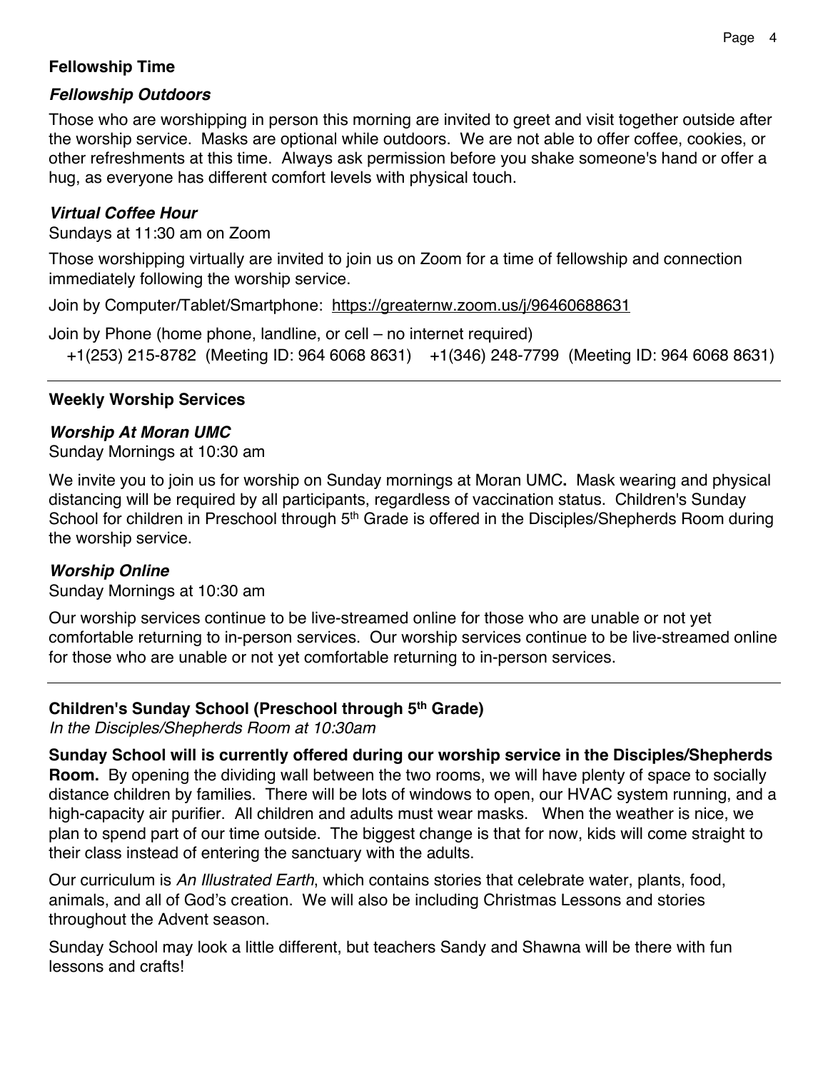## Fellowship Time

### *Fellowship Outdoors*

Those who are worshipping in person this morning are invited to greet and visit together outside after the worship service. Masks are optional while outdoors. We are not able to offer coffee, cookies, or other refreshments at this time. Always ask permission before you shake someone's hand or offer a hug, as everyone has different comfort levels with physical touch.

### *Virtual Coffee Hour*

Sundays at 11:30 am on Zoom

Those worshipping virtually are invited to join us on Zoom for a time of fellowship and connection immediately following the worship service.

Join by Computer/Tablet/Smartphone: https://greaternw.zoom.us/j/96460688631

Join by Phone (home phone, landline, or cell – no internet required)
+1(253) 215-8782 (Meeting ID: 964 6068 8631) +1(346) 248-7799 (Meeting ID: 964 6068 8631)

---

## Weekly Worship Services

### *Worship At Moran UMC*

Sunday Mornings at 10:30 am

We invite you to join us for worship on Sunday mornings at Moran UMC**.** Mask wearing and physical distancing will be required by all participants, regardless of vaccination status. Children's Sunday School for children in Preschool through 5th Grade is offered in the Disciples/Shepherds Room during the worship service.

### *Worship Online*

Sunday Mornings at 10:30 am

Our worship services continue to be live-streamed online for those who are unable or not yet comfortable returning to in-person services. Our worship services continue to be live-streamed online for those who are unable or not yet comfortable returning to in-person services.

---

## Children's Sunday School (Preschool through 5th Grade)

*In the Disciples/Shepherds Room at 10:30am*

**Sunday School will is currently offered during our worship service in the Disciples/Shepherds Room.** By opening the dividing wall between the two rooms, we will have plenty of space to socially distance children by families. There will be lots of windows to open, our HVAC system running, and a high-capacity air purifier. All children and adults must wear masks. When the weather is nice, we plan to spend part of our time outside. The biggest change is that for now, kids will come straight to their class instead of entering the sanctuary with the adults.

Our curriculum is *An Illustrated Earth*, which contains stories that celebrate water, plants, food, animals, and all of God's creation. We will also be including Christmas Lessons and stories throughout the Advent season.

Sunday School may look a little different, but teachers Sandy and Shawna will be there with fun lessons and crafts!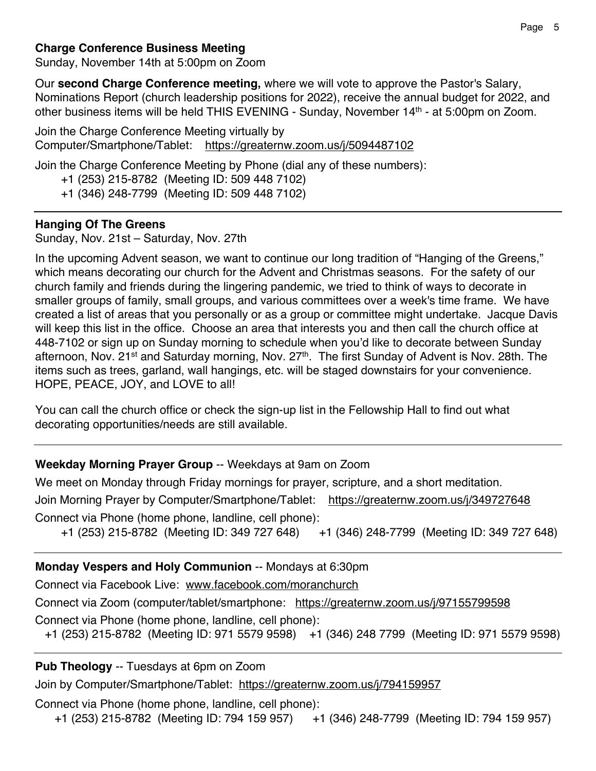**Charge Conference Business Meeting**

Sunday, November 14th at 5:00pm on Zoom

Our **second Charge Conference meeting,** where we will vote to approve the Pastor's Salary, Nominations Report (church leadership positions for 2022), receive the annual budget for 2022, and other business items will be held THIS EVENING - Sunday, November 14th - at 5:00pm on Zoom.

Join the Charge Conference Meeting virtually by
Computer/Smartphone/Tablet: https://greaternw.zoom.us/j/5094487102

Join the Charge Conference Meeting by Phone (dial any of these numbers):

+1 (253) 215-8782 (Meeting ID: 509 448 7102)
+1 (346) 248-7799 (Meeting ID: 509 448 7102)

---

**Hanging Of The Greens**

Sunday, Nov. 21st – Saturday, Nov. 27th

In the upcoming Advent season, we want to continue our long tradition of "Hanging of the Greens," which means decorating our church for the Advent and Christmas seasons. For the safety of our church family and friends during the lingering pandemic, we tried to think of ways to decorate in smaller groups of family, small groups, and various committees over a week's time frame. We have created a list of areas that you personally or as a group or committee might undertake. Jacque Davis will keep this list in the office. Choose an area that interests you and then call the church office at 448-7102 or sign up on Sunday morning to schedule when you'd like to decorate between Sunday afternoon, Nov. 21st and Saturday morning, Nov. 27th. The first Sunday of Advent is Nov. 28th. The items such as trees, garland, wall hangings, etc. will be staged downstairs for your convenience. HOPE, PEACE, JOY, and LOVE to all!

You can call the church office or check the sign-up list in the Fellowship Hall to find out what decorating opportunities/needs are still available.

---

**Weekday Morning Prayer Group** -- Weekdays at 9am on Zoom

We meet on Monday through Friday mornings for prayer, scripture, and a short meditation.

Join Morning Prayer by Computer/Smartphone/Tablet: https://greaternw.zoom.us/j/349727648

Connect via Phone (home phone, landline, cell phone):

+1 (253) 215-8782 (Meeting ID: 349 727 648) +1 (346) 248-7799 (Meeting ID: 349 727 648)

---

**Monday Vespers and Holy Communion** -- Mondays at 6:30pm

Connect via Facebook Live: www.facebook.com/moranchurch

Connect via Zoom (computer/tablet/smartphone: https://greaternw.zoom.us/j/97155799598

Connect via Phone (home phone, landline, cell phone):

+1 (253) 215-8782 (Meeting ID: 971 5579 9598) +1 (346) 248 7799 (Meeting ID: 971 5579 9598)

---

**Pub Theology** -- Tuesdays at 6pm on Zoom

Join by Computer/Smartphone/Tablet: https://greaternw.zoom.us/j/794159957

Connect via Phone (home phone, landline, cell phone):

+1 (253) 215-8782 (Meeting ID: 794 159 957) +1 (346) 248-7799 (Meeting ID: 794 159 957)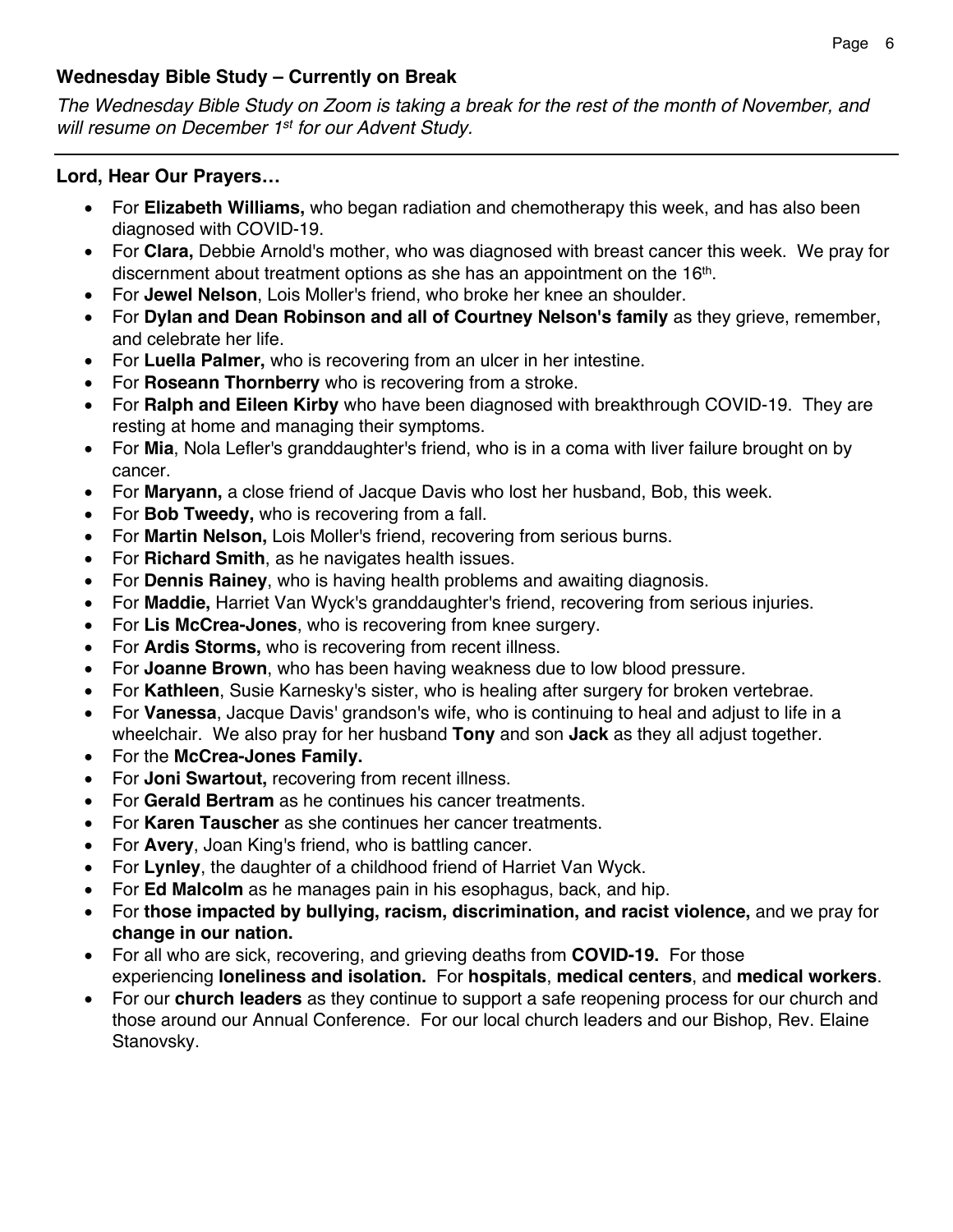**Wednesday Bible Study – Currently on Break**

*The Wednesday Bible Study on Zoom is taking a break for the rest of the month of November, and will resume on December 1st for our Advent Study.*

---

**Lord, Hear Our Prayers…**

- For **Elizabeth Williams,** who began radiation and chemotherapy this week, and has also been diagnosed with COVID-19.
- For **Clara,** Debbie Arnold's mother, who was diagnosed with breast cancer this week. We pray for discernment about treatment options as she has an appointment on the 16th.
- For **Jewel Nelson**, Lois Moller's friend, who broke her knee an shoulder.
- For **Dylan and Dean Robinson and all of Courtney Nelson's family** as they grieve, remember, and celebrate her life.
- For **Luella Palmer,** who is recovering from an ulcer in her intestine.
- For **Roseann Thornberry** who is recovering from a stroke.
- For **Ralph and Eileen Kirby** who have been diagnosed with breakthrough COVID-19. They are resting at home and managing their symptoms.
- For **Mia**, Nola Lefler's granddaughter's friend, who is in a coma with liver failure brought on by cancer.
- For **Maryann,** a close friend of Jacque Davis who lost her husband, Bob, this week.
- For **Bob Tweedy,** who is recovering from a fall.
- For **Martin Nelson,** Lois Moller's friend, recovering from serious burns.
- For **Richard Smith**, as he navigates health issues.
- For **Dennis Rainey**, who is having health problems and awaiting diagnosis.
- For **Maddie,** Harriet Van Wyck's granddaughter's friend, recovering from serious injuries.
- For **Lis McCrea-Jones**, who is recovering from knee surgery.
- For **Ardis Storms,** who is recovering from recent illness.
- For **Joanne Brown**, who has been having weakness due to low blood pressure.
- For **Kathleen**, Susie Karnesky's sister, who is healing after surgery for broken vertebrae.
- For **Vanessa**, Jacque Davis' grandson's wife, who is continuing to heal and adjust to life in a wheelchair. We also pray for her husband **Tony** and son **Jack** as they all adjust together.
- For the **McCrea-Jones Family.**
- For **Joni Swartout,** recovering from recent illness.
- For **Gerald Bertram** as he continues his cancer treatments.
- For **Karen Tauscher** as she continues her cancer treatments.
- For **Avery**, Joan King's friend, who is battling cancer.
- For **Lynley**, the daughter of a childhood friend of Harriet Van Wyck.
- For **Ed Malcolm** as he manages pain in his esophagus, back, and hip.
- For **those impacted by bullying, racism, discrimination, and racist violence,** and we pray for **change in our nation.**
- For all who are sick, recovering, and grieving deaths from **COVID-19.** For those experiencing **loneliness and isolation.** For **hospitals**, **medical centers**, and **medical workers**.
- For our **church leaders** as they continue to support a safe reopening process for our church and those around our Annual Conference. For our local church leaders and our Bishop, Rev. Elaine Stanovsky.